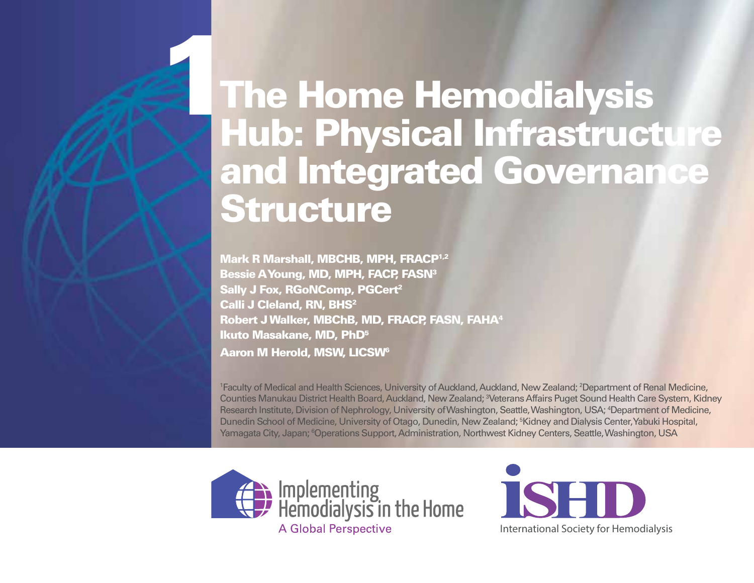# 1 The Home Hemodialysis Hub: Physical Infrastructure and Integrated Governance Structure

**Mark R Marshall, MBCHB, MPH, FRACP[1,2]**
**Bessie A Young, MD, MPH, FACP, FASN[3]**
**Sally J Fox, RGoNComp, PGCert[2]**
**Calli J Cleland, RN, BHS[2]**
**Robert J Walker, MBChB, MD, FRACP, FASN, FAHA[4]**
**Ikuto Masakane, MD, PhD[5]**
**Aaron M Herold, MSW, LICSW[6]**

[1]Faculty of Medical and Health Sciences, University of Auckland, Auckland, New Zealand; [2]Department of Renal Medicine, Counties Manukau District Health Board, Auckland, New Zealand; [3]Veterans Affairs Puget Sound Health Care System, Kidney Research Institute, Division of Nephrology, University of Washington, Seattle, Washington, USA; [4]Department of Medicine, Dunedin School of Medicine, University of Otago, Dunedin, New Zealand; [5]Kidney and Dialysis Center, Yabuki Hospital, Yamagata City, Japan; [6]Operations Support, Administration, Northwest Kidney Centers, Seattle, Washington, USA

Implementing Hemodialysis in the Home
A Global Perspective

ISHD
International Society for Hemodialysis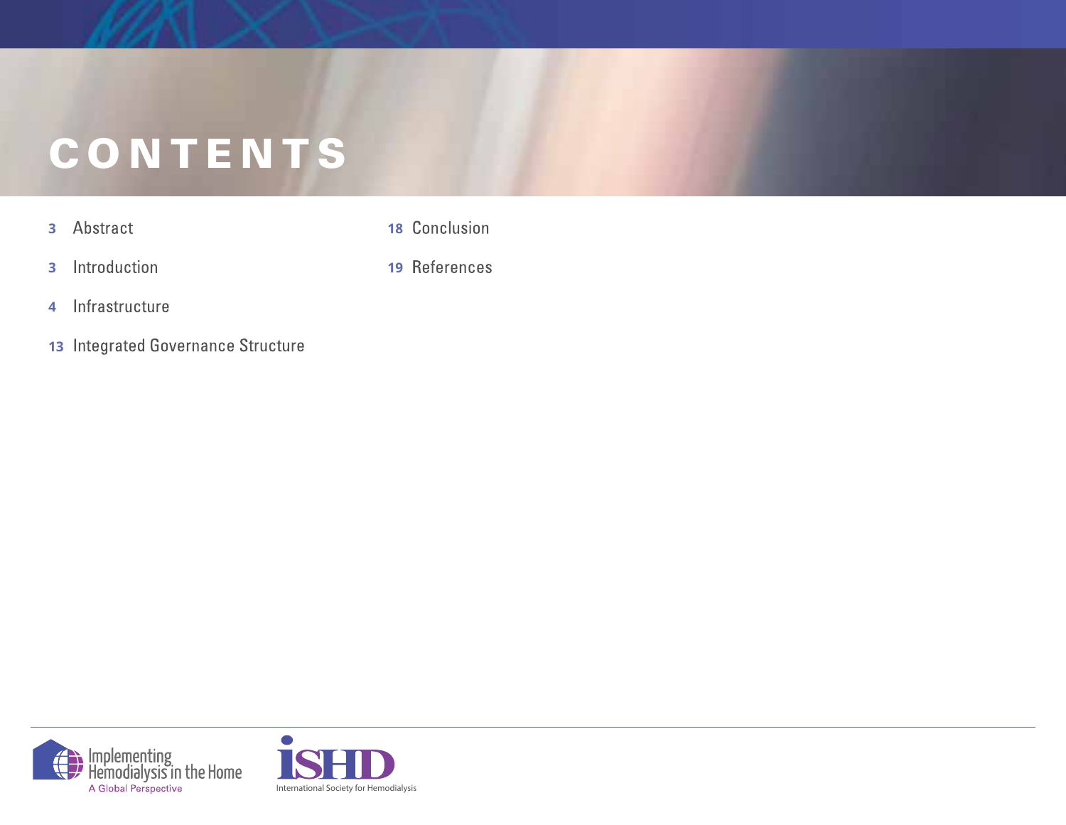# CONTENTS

- 3 Abstract
- 3 Introduction
- 4 Infrastructure
- 13 Integrated Governance Structure
- 18 Conclusion
- 19 References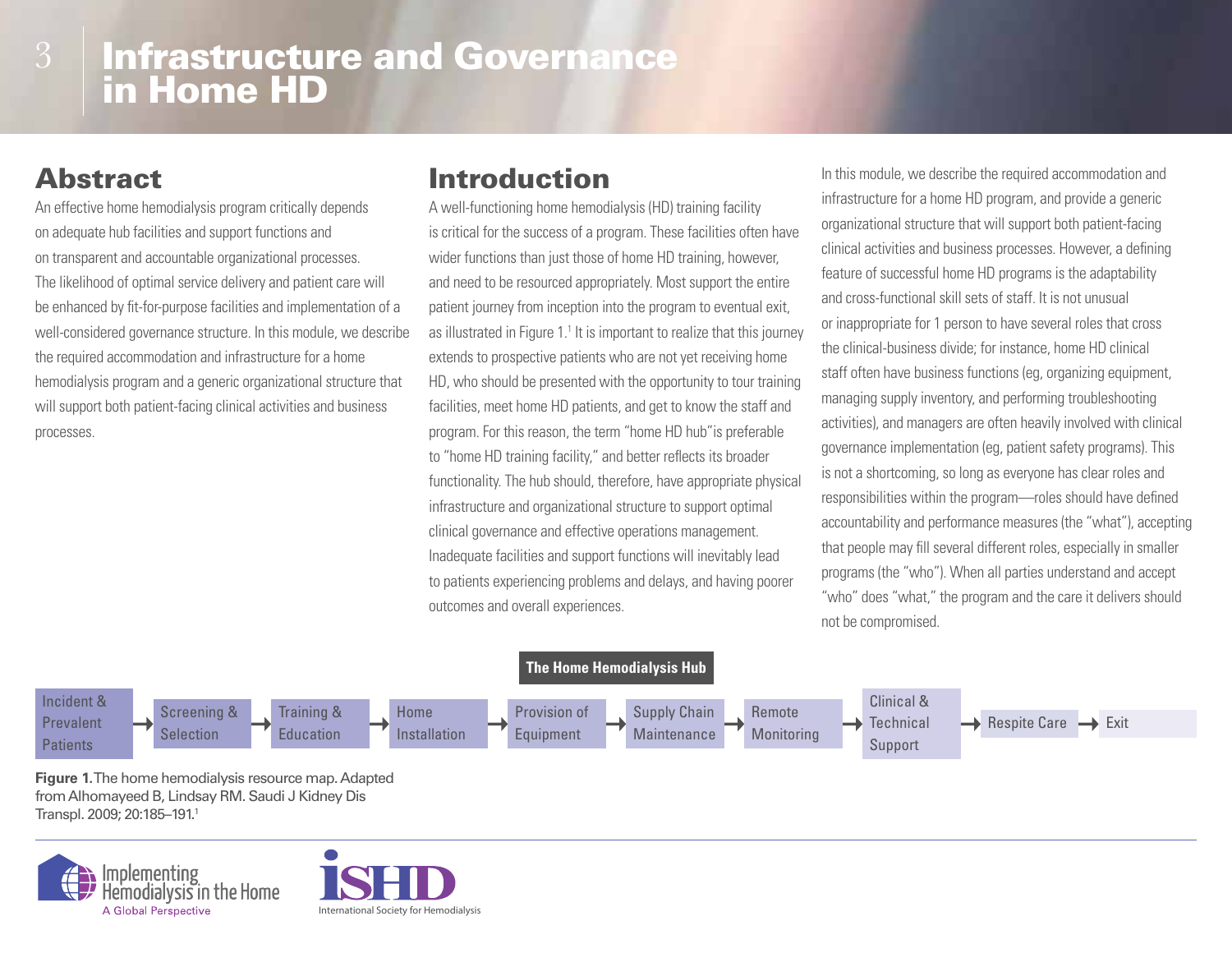# Infrastructure and Governance in Home HD

## Abstract

An effective home hemodialysis program critically depends on adequate hub facilities and support functions and on transparent and accountable organizational processes. The likelihood of optimal service delivery and patient care will be enhanced by fit-for-purpose facilities and implementation of a well-considered governance structure. In this module, we describe the required accommodation and infrastructure for a home hemodialysis program and a generic organizational structure that will support both patient-facing clinical activities and business processes.

## Introduction

A well-functioning home hemodialysis (HD) training facility is critical for the success of a program. These facilities often have wider functions than just those of home HD training, however, and need to be resourced appropriately. Most support the entire patient journey from inception into the program to eventual exit, as illustrated in Figure 1.[1] It is important to realize that this journey extends to prospective patients who are not yet receiving home HD, who should be presented with the opportunity to tour training facilities, meet home HD patients, and get to know the staff and program. For this reason, the term "home HD hub"is preferable to "home HD training facility," and better reflects its broader functionality. The hub should, therefore, have appropriate physical infrastructure and organizational structure to support optimal clinical governance and effective operations management. Inadequate facilities and support functions will inevitably lead to patients experiencing problems and delays, and having poorer outcomes and overall experiences.

In this module, we describe the required accommodation and infrastructure for a home HD program, and provide a generic organizational structure that will support both patient-facing clinical activities and business processes. However, a defining feature of successful home HD programs is the adaptability and cross-functional skill sets of staff. It is not unusual or inappropriate for 1 person to have several roles that cross the clinical-business divide; for instance, home HD clinical staff often have business functions (eg, organizing equipment, managing supply inventory, and performing troubleshooting activities), and managers are often heavily involved with clinical governance implementation (eg, patient safety programs). This is not a shortcoming, so long as everyone has clear roles and responsibilities within the program—roles should have defined accountability and performance measures (the "what"), accepting that people may fill several different roles, especially in smaller programs (the "who"). When all parties understand and accept "who" does "what," the program and the care it delivers should not be compromised.

**The Home Hemodialysis Hub**

Incident & Prevalent Patients → Screening & Selection → Training & Education → Home Installation → Provision of Equipment → Supply Chain Maintenance → Remote Monitoring → Clinical & Technical Support → Respite Care → Exit

**Figure 1.** The home hemodialysis resource map. Adapted from Alhomayeed B, Lindsay RM. Saudi J Kidney Dis Transpl. 2009; 20:185–191.[1]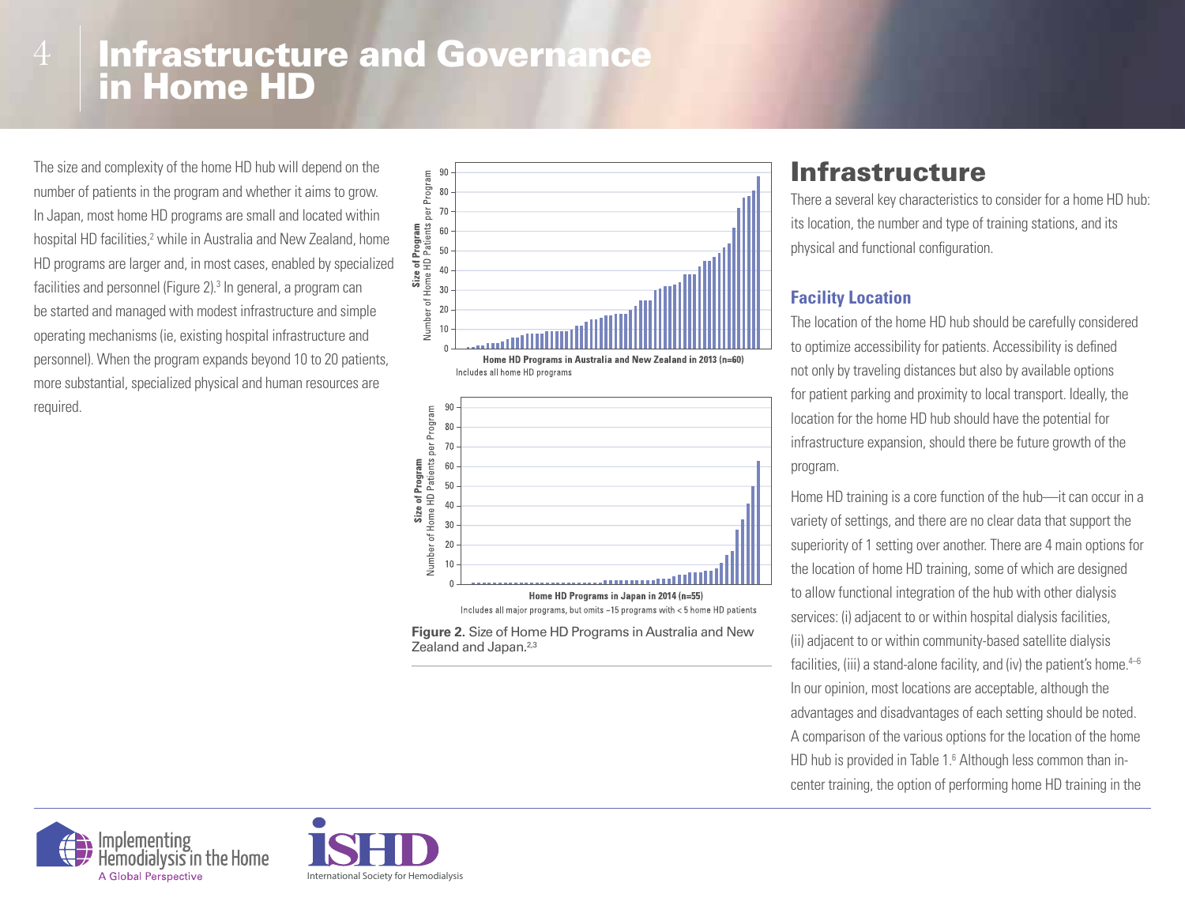# Infrastructure and Governance in Home HD

The size and complexity of the home HD hub will depend on the number of patients in the program and whether it aims to grow. In Japan, most home HD programs are small and located within hospital HD facilities,[2] while in Australia and New Zealand, home HD programs are larger and, in most cases, enabled by specialized facilities and personnel (Figure 2).[3] In general, a program can be started and managed with modest infrastructure and simple operating mechanisms (ie, existing hospital infrastructure and personnel). When the program expands beyond 10 to 20 patients, more substantial, specialized physical and human resources are required.

Home HD Programs in Australia and New Zealand in 2013 (n=60)
Includes all home HD programs

Home HD Programs in Japan in 2014 (n=55)
Includes all major programs, but omits ~15 programs with < 5 home HD patients

**Figure 2.** Size of Home HD Programs in Australia and New Zealand and Japan.[2,3]

## Infrastructure

There a several key characteristics to consider for a home HD hub: its location, the number and type of training stations, and its physical and functional configuration.

### Facility Location

The location of the home HD hub should be carefully considered to optimize accessibility for patients. Accessibility is defined not only by traveling distances but also by available options for patient parking and proximity to local transport. Ideally, the location for the home HD hub should have the potential for infrastructure expansion, should there be future growth of the program.

Home HD training is a core function of the hub—it can occur in a variety of settings, and there are no clear data that support the superiority of 1 setting over another. There are 4 main options for the location of home HD training, some of which are designed to allow functional integration of the hub with other dialysis services: (i) adjacent to or within hospital dialysis facilities, (ii) adjacent to or within community-based satellite dialysis facilities, (iii) a stand-alone facility, and (iv) the patient's home.[4–6] In our opinion, most locations are acceptable, although the advantages and disadvantages of each setting should be noted. A comparison of the various options for the location of the home HD hub is provided in Table 1.[6] Although less common than in-center training, the option of performing home HD training in the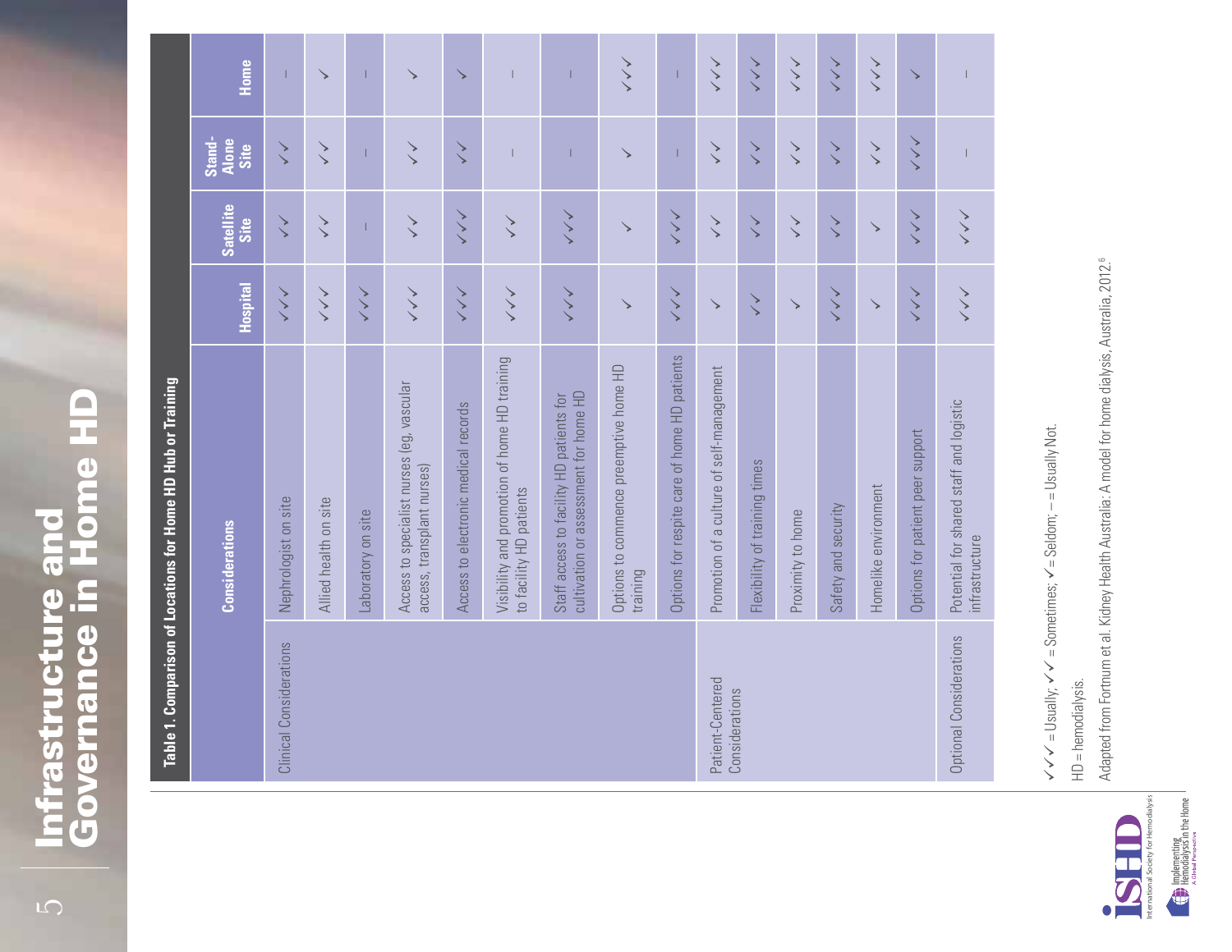# Infrastructure and Governance in Home HD

**Table 1. Comparison of Locations for Home HD Hub or Training**

| | Considerations | Hospital | Satellite Site | Stand-Alone Site | Home |
|---|---|---|---|---|---|
| Clinical Considerations | Nephrologist on site | ✓✓✓ | ✓✓ | ✓✓ | – |
| | Allied health on site | ✓✓✓ | ✓✓ | ✓✓ | ✓ |
| | Laboratory on site | ✓✓✓ | – | – | – |
| | Access to specialist nurses (eg, vascular access, transplant nurses) | ✓✓✓ | ✓✓ | ✓✓ | ✓ |
| | Access to electronic medical records | ✓✓✓ | ✓✓✓ | ✓✓ | ✓ |
| | Visibility and promotion of home HD training to facility HD patients | ✓✓✓ | ✓✓ | – | – |
| | Staff access to facility HD patients for cultivation or assessment for home HD | ✓✓✓ | ✓✓✓ | – | – |
| | Options to commence preemptive home HD training | ✓ | ✓ | ✓ | ✓✓✓ |
| | Options for respite care of home HD patients | ✓✓✓ | ✓✓✓ | – | – |
| Patient-Centered Considerations | Promotion of a culture of self-management | ✓ | ✓✓ | ✓✓ | ✓✓✓ |
| | Flexibility of training times | ✓✓ | ✓✓ | ✓✓ | ✓✓✓ |
| | Proximity to home | ✓ | ✓✓ | ✓✓ | ✓✓✓ |
| | Safety and security | ✓✓✓ | ✓✓ | ✓✓ | ✓✓✓ |
| | Homelike environment | ✓ | ✓ | ✓✓ | ✓✓✓ |
| | Options for patient peer support | ✓✓✓ | ✓✓✓ | ✓✓✓ | ✓ |
| Optional Considerations | Potential for shared staff and logistic infrastructure | ✓✓✓ | ✓✓✓ | – | – |

✓✓✓ = Usually; ✓✓ = Sometimes; ✓ = Seldom; – = Usually Not.

HD = hemodialysis.

Adapted from Fortnum et al. Kidney Health Australia: A model for home dialysis, Australia, 2012.[6]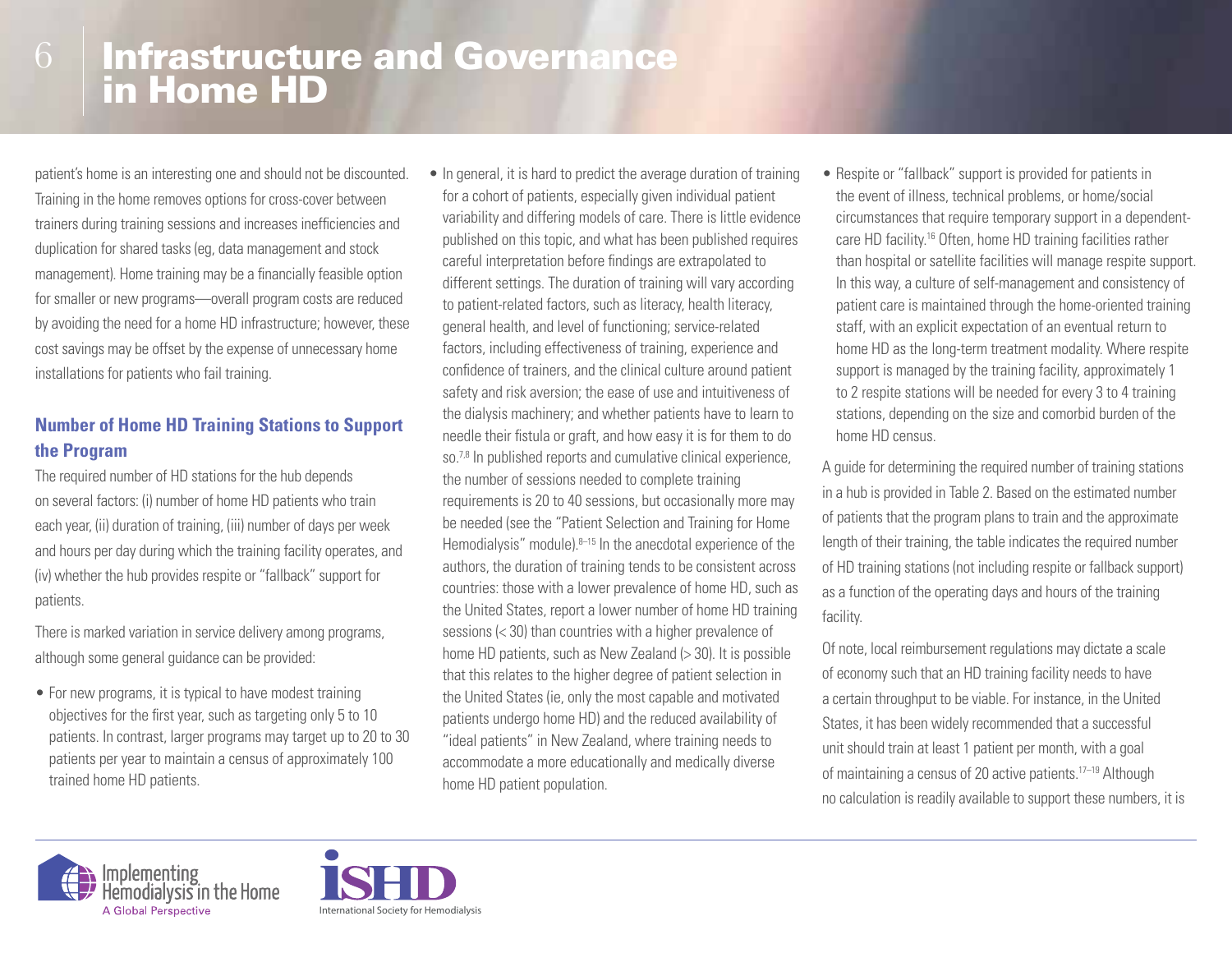patient's home is an interesting one and should not be discounted. Training in the home removes options for cross-cover between trainers during training sessions and increases inefficiencies and duplication for shared tasks (eg, data management and stock management). Home training may be a financially feasible option for smaller or new programs—overall program costs are reduced by avoiding the need for a home HD infrastructure; however, these cost savings may be offset by the expense of unnecessary home installations for patients who fail training.

### Number of Home HD Training Stations to Support the Program

The required number of HD stations for the hub depends on several factors: (i) number of home HD patients who train each year, (ii) duration of training, (iii) number of days per week and hours per day during which the training facility operates, and (iv) whether the hub provides respite or "fallback" support for patients.

There is marked variation in service delivery among programs, although some general guidance can be provided:

- For new programs, it is typical to have modest training objectives for the first year, such as targeting only 5 to 10 patients. In contrast, larger programs may target up to 20 to 30 patients per year to maintain a census of approximately 100 trained home HD patients.
- In general, it is hard to predict the average duration of training for a cohort of patients, especially given individual patient variability and differing models of care. There is little evidence published on this topic, and what has been published requires careful interpretation before findings are extrapolated to different settings. The duration of training will vary according to patient-related factors, such as literacy, health literacy, general health, and level of functioning; service-related factors, including effectiveness of training, experience and confidence of trainers, and the clinical culture around patient safety and risk aversion; the ease of use and intuitiveness of the dialysis machinery; and whether patients have to learn to needle their fistula or graft, and how easy it is for them to do so.[7,8] In published reports and cumulative clinical experience, the number of sessions needed to complete training requirements is 20 to 40 sessions, but occasionally more may be needed (see the "Patient Selection and Training for Home Hemodialysis" module).[8–15] In the anecdotal experience of the authors, the duration of training tends to be consistent across countries: those with a lower prevalence of home HD, such as the United States, report a lower number of home HD training sessions (< 30) than countries with a higher prevalence of home HD patients, such as New Zealand (> 30). It is possible that this relates to the higher degree of patient selection in the United States (ie, only the most capable and motivated patients undergo home HD) and the reduced availability of "ideal patients" in New Zealand, where training needs to accommodate a more educationally and medically diverse home HD patient population.
- Respite or "fallback" support is provided for patients in the event of illness, technical problems, or home/social circumstances that require temporary support in a dependent-care HD facility.[16] Often, home HD training facilities rather than hospital or satellite facilities will manage respite support. In this way, a culture of self-management and consistency of patient care is maintained through the home-oriented training staff, with an explicit expectation of an eventual return to home HD as the long-term treatment modality. Where respite support is managed by the training facility, approximately 1 to 2 respite stations will be needed for every 3 to 4 training stations, depending on the size and comorbid burden of the home HD census.

A guide for determining the required number of training stations in a hub is provided in Table 2. Based on the estimated number of patients that the program plans to train and the approximate length of their training, the table indicates the required number of HD training stations (not including respite or fallback support) as a function of the operating days and hours of the training facility.

Of note, local reimbursement regulations may dictate a scale of economy such that an HD training facility needs to have a certain throughput to be viable. For instance, in the United States, it has been widely recommended that a successful unit should train at least 1 patient per month, with a goal of maintaining a census of 20 active patients.[17–19] Although no calculation is readily available to support these numbers, it is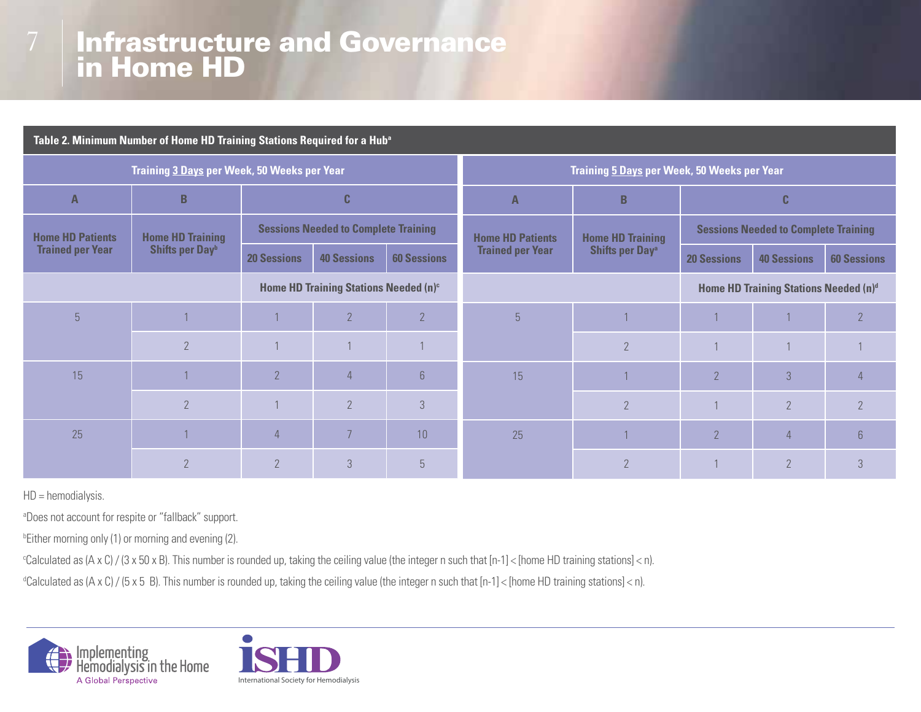# Infrastructure and Governance in Home HD

**Table 2. Minimum Number of Home HD Training Stations Required for a Hub[a]**

| Training **3 Days** per Week, 50 Weeks per Year | | | | | Training **5 Days** per Week, 50 Weeks per Year | | | | |
|---|---|---|---|---|---|---|---|---|---|
| A | B | C | | | A | B | C | | |
| Home HD Patients Trained per Year | Home HD Training Shifts per Day[b] | Sessions Needed to Complete Training | | | Home HD Patients Trained per Year | Home HD Training Shifts per Day[a] | Sessions Needed to Complete Training | | |
| | | 20 Sessions | 40 Sessions | 60 Sessions | | | 20 Sessions | 40 Sessions | 60 Sessions |
| | | Home HD Training Stations Needed (n)[c] | | | | | Home HD Training Stations Needed (n)[d] | | |
| 5 | 1 | 1 | 2 | 2 | 5 | 1 | 1 | 1 | 2 |
| | 2 | 1 | 1 | 1 | | 2 | 1 | 1 | 1 |
| 15 | 1 | 2 | 4 | 6 | 15 | 1 | 2 | 3 | 4 |
| | 2 | 1 | 2 | 3 | | 2 | 1 | 2 | 2 |
| 25 | 1 | 4 | 7 | 10 | 25 | 1 | 2 | 4 | 6 |
| | 2 | 2 | 3 | 5 | | 2 | 1 | 2 | 3 |

HD = hemodialysis.

[a]Does not account for respite or "fallback" support.

[b]Either morning only (1) or morning and evening (2).

[c]Calculated as (A x C) / (3 x 50 x B). This number is rounded up, taking the ceiling value (the integer n such that [n-1] < [home HD training stations] < n).

[d]Calculated as (A x C) / (5 x 5 B). This number is rounded up, taking the ceiling value (the integer n such that [n-1] < [home HD training stations] < n).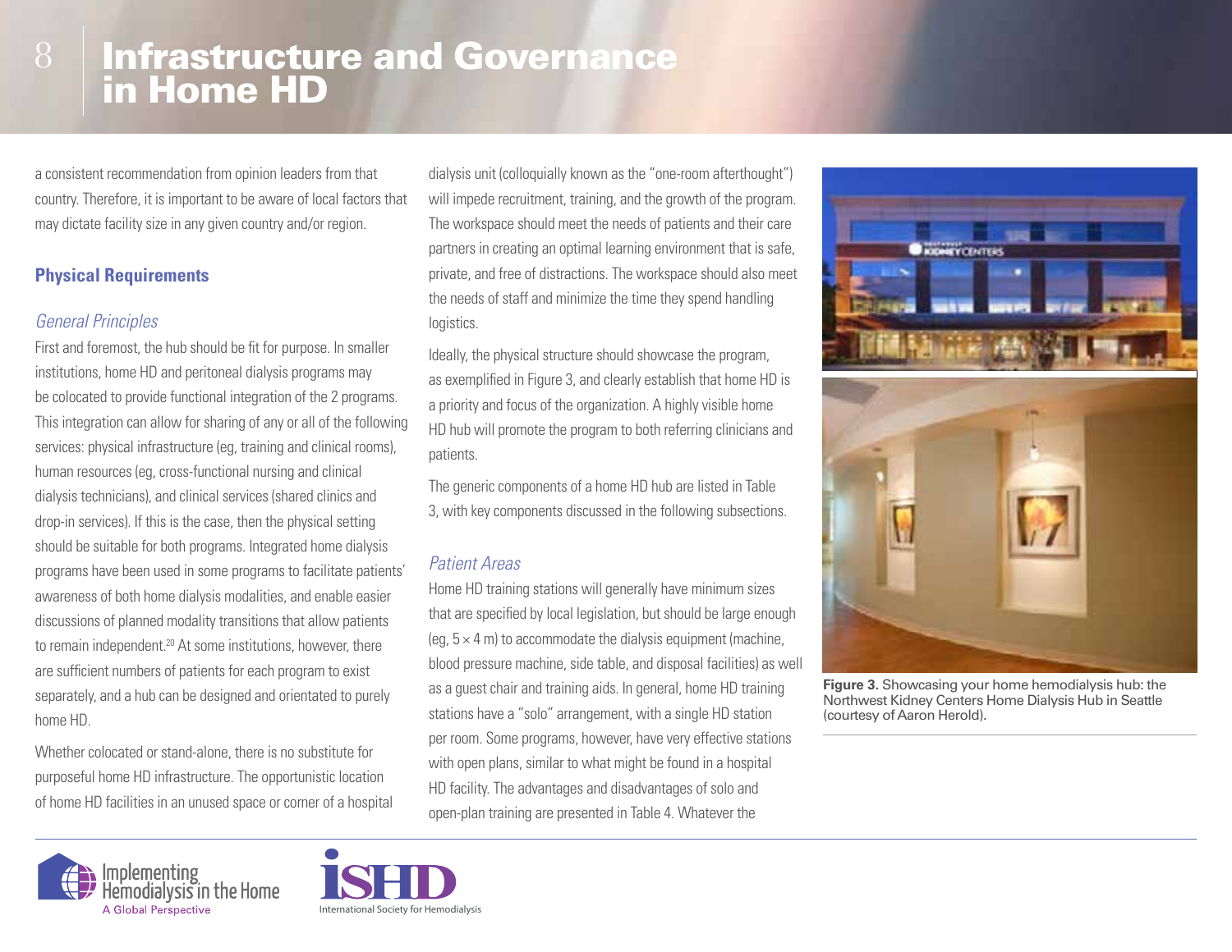a consistent recommendation from opinion leaders from that country. Therefore, it is important to be aware of local factors that may dictate facility size in any given country and/or region.

### Physical Requirements

#### *General Principles*

First and foremost, the hub should be fit for purpose. In smaller institutions, home HD and peritoneal dialysis programs may be colocated to provide functional integration of the 2 programs. This integration can allow for sharing of any or all of the following services: physical infrastructure (eg, training and clinical rooms), human resources (eg, cross-functional nursing and clinical dialysis technicians), and clinical services (shared clinics and drop-in services). If this is the case, then the physical setting should be suitable for both programs. Integrated home dialysis programs have been used in some programs to facilitate patients' awareness of both home dialysis modalities, and enable easier discussions of planned modality transitions that allow patients to remain independent.[20] At some institutions, however, there are sufficient numbers of patients for each program to exist separately, and a hub can be designed and orientated to purely home HD.

Whether colocated or stand-alone, there is no substitute for purposeful home HD infrastructure. The opportunistic location of home HD facilities in an unused space or corner of a hospital dialysis unit (colloquially known as the "one-room afterthought") will impede recruitment, training, and the growth of the program. The workspace should meet the needs of patients and their care partners in creating an optimal learning environment that is safe, private, and free of distractions. The workspace should also meet the needs of staff and minimize the time they spend handling logistics.

Ideally, the physical structure should showcase the program, as exemplified in Figure 3, and clearly establish that home HD is a priority and focus of the organization. A highly visible home HD hub will promote the program to both referring clinicians and patients.

The generic components of a home HD hub are listed in Table 3, with key components discussed in the following subsections.

#### *Patient Areas*

Home HD training stations will generally have minimum sizes that are specified by local legislation, but should be large enough (eg, 5 × 4 m) to accommodate the dialysis equipment (machine, blood pressure machine, side table, and disposal facilities) as well as a guest chair and training aids. In general, home HD training stations have a "solo" arrangement, with a single HD station per room. Some programs, however, have very effective stations with open plans, similar to what might be found in a hospital HD facility. The advantages and disadvantages of solo and open-plan training are presented in Table 4. Whatever the

**Figure 3.** Showcasing your home hemodialysis hub: the Northwest Kidney Centers Home Dialysis Hub in Seattle (courtesy of Aaron Herold).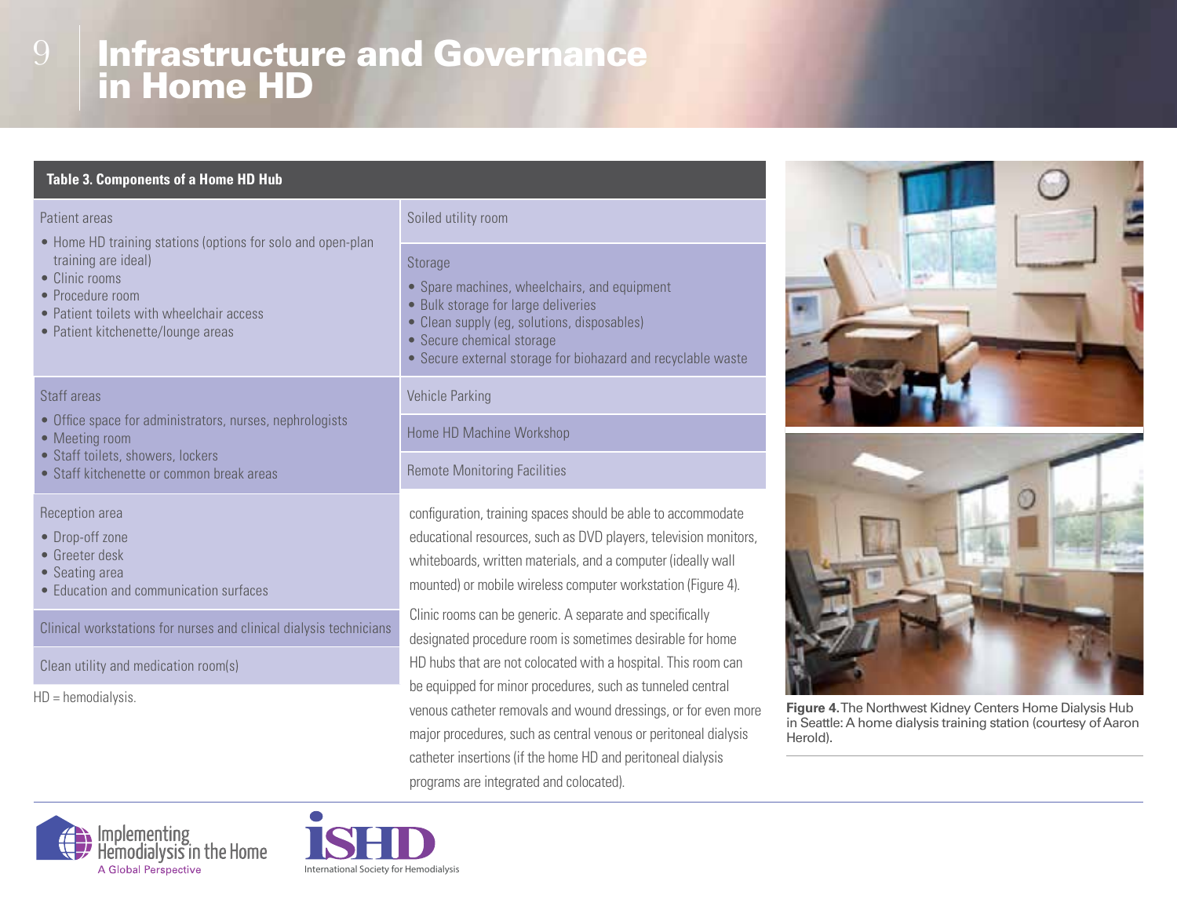# Infrastructure and Governance in Home HD

**Table 3. Components of a Home HD Hub**

| | |
|---|---|
| Patient areas<br>• Home HD training stations (options for solo and open-plan training are ideal)<br>• Clinic rooms<br>• Procedure room<br>• Patient toilets with wheelchair access<br>• Patient kitchenette/lounge areas | Soiled utility room<br><br>Storage<br>• Spare machines, wheelchairs, and equipment<br>• Bulk storage for large deliveries<br>• Clean supply (eg, solutions, disposables)<br>• Secure chemical storage<br>• Secure external storage for biohazard and recyclable waste |
| Staff areas<br>• Office space for administrators, nurses, nephrologists<br>• Meeting room<br>• Staff toilets, showers, lockers<br>• Staff kitchenette or common break areas | Vehicle Parking<br><br>Home HD Machine Workshop<br><br>Remote Monitoring Facilities |
| Reception area<br>• Drop-off zone<br>• Greeter desk<br>• Seating area<br>• Education and communication surfaces | |
| Clinical workstations for nurses and clinical dialysis technicians | |
| Clean utility and medication room(s) | |

HD = hemodialysis.

configuration, training spaces should be able to accommodate educational resources, such as DVD players, television monitors, whiteboards, written materials, and a computer (ideally wall mounted) or mobile wireless computer workstation (Figure 4).

Clinic rooms can be generic. A separate and specifically designated procedure room is sometimes desirable for home HD hubs that are not colocated with a hospital. This room can be equipped for minor procedures, such as tunneled central venous catheter removals and wound dressings, or for even more major procedures, such as central venous or peritoneal dialysis catheter insertions (if the home HD and peritoneal dialysis programs are integrated and colocated).

**Figure 4.** The Northwest Kidney Centers Home Dialysis Hub in Seattle: A home dialysis training station (courtesy of Aaron Herold).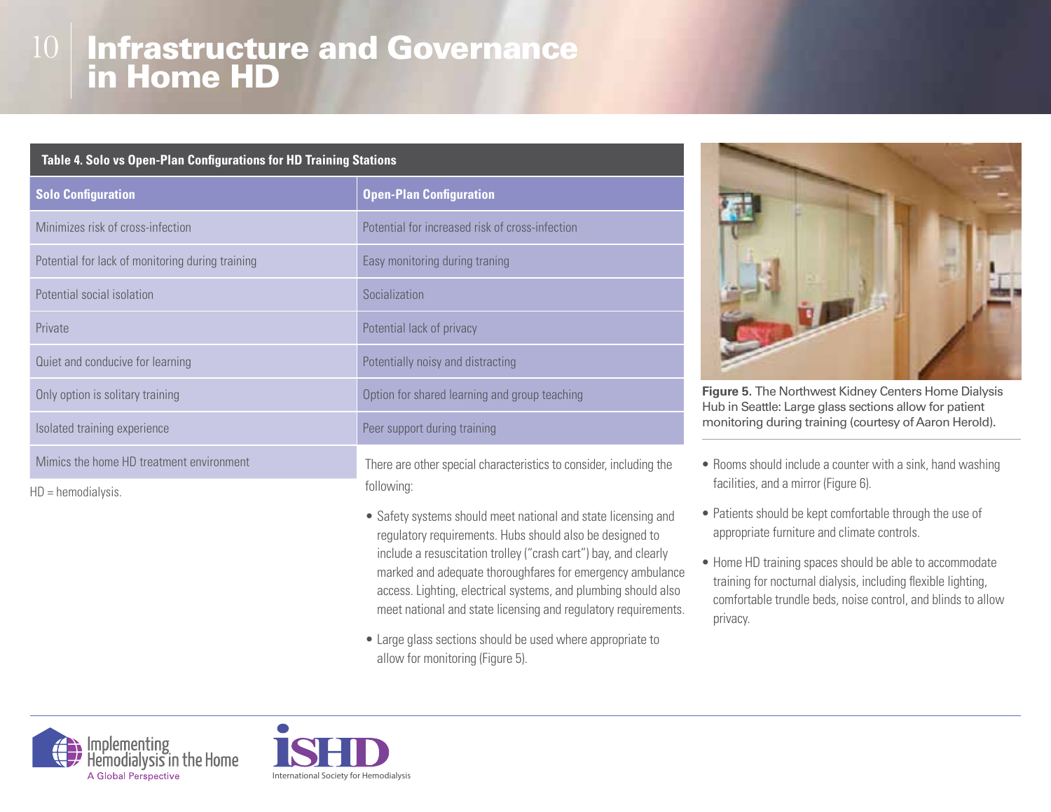# Infrastructure and Governance in Home HD

**Table 4. Solo vs Open-Plan Configurations for HD Training Stations**

| Solo Configuration | Open-Plan Configuration |
|---|---|
| Minimizes risk of cross-infection | Potential for increased risk of cross-infection |
| Potential for lack of monitoring during training | Easy monitoring during traning |
| Potential social isolation | Socialization |
| Private | Potential lack of privacy |
| Quiet and conducive for learning | Potentially noisy and distracting |
| Only option is solitary training | Option for shared learning and group teaching |
| Isolated training experience | Peer support during training |
| Mimics the home HD treatment environment | |

HD = hemodialysis.

There are other special characteristics to consider, including the following:

- Safety systems should meet national and state licensing and regulatory requirements. Hubs should also be designed to include a resuscitation trolley ("crash cart") bay, and clearly marked and adequate thoroughfares for emergency ambulance access. Lighting, electrical systems, and plumbing should also meet national and state licensing and regulatory requirements.
- Large glass sections should be used where appropriate to allow for monitoring (Figure 5).

**Figure 5.** The Northwest Kidney Centers Home Dialysis Hub in Seattle: Large glass sections allow for patient monitoring during training (courtesy of Aaron Herold).

- Rooms should include a counter with a sink, hand washing facilities, and a mirror (Figure 6).
- Patients should be kept comfortable through the use of appropriate furniture and climate controls.
- Home HD training spaces should be able to accommodate training for nocturnal dialysis, including flexible lighting, comfortable trundle beds, noise control, and blinds to allow privacy.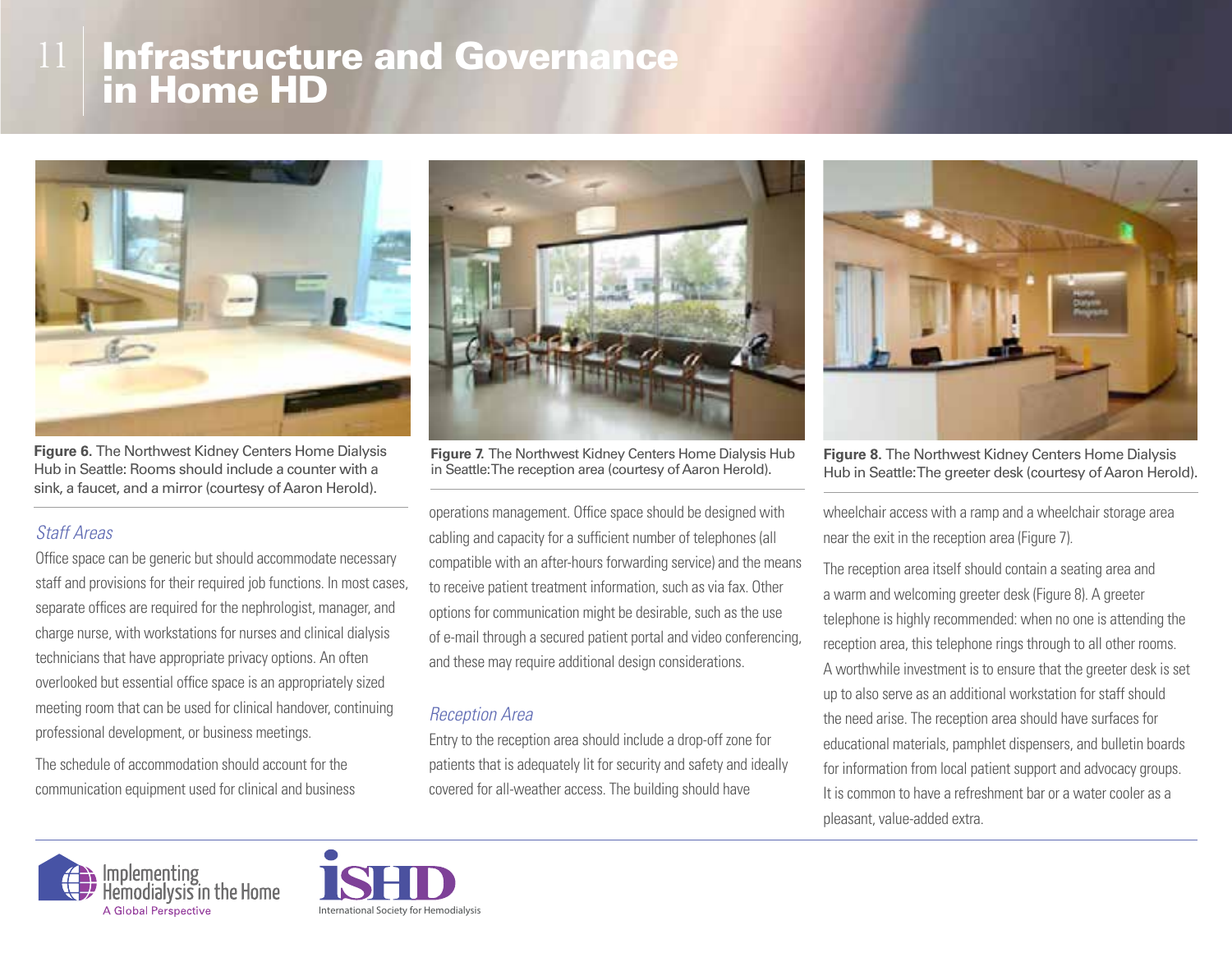# Infrastructure and Governance in Home HD

Figure 6. The Northwest Kidney Centers Home Dialysis Hub in Seattle: Rooms should include a counter with a sink, a faucet, and a mirror (courtesy of Aaron Herold).

Figure 7. The Northwest Kidney Centers Home Dialysis Hub in Seattle: The reception area (courtesy of Aaron Herold).

Figure 8. The Northwest Kidney Centers Home Dialysis Hub in Seattle: The greeter desk (courtesy of Aaron Herold).

### *Staff Areas*

Office space can be generic but should accommodate necessary staff and provisions for their required job functions. In most cases, separate offices are required for the nephrologist, manager, and charge nurse, with workstations for nurses and clinical dialysis technicians that have appropriate privacy options. An often overlooked but essential office space is an appropriately sized meeting room that can be used for clinical handover, continuing professional development, or business meetings.

The schedule of accommodation should account for the communication equipment used for clinical and business operations management. Office space should be designed with cabling and capacity for a sufficient number of telephones (all compatible with an after-hours forwarding service) and the means to receive patient treatment information, such as via fax. Other options for communication might be desirable, such as the use of e-mail through a secured patient portal and video conferencing, and these may require additional design considerations.

### *Reception Area*

Entry to the reception area should include a drop-off zone for patients that is adequately lit for security and safety and ideally covered for all-weather access. The building should have wheelchair access with a ramp and a wheelchair storage area near the exit in the reception area (Figure 7).

The reception area itself should contain a seating area and a warm and welcoming greeter desk (Figure 8). A greeter telephone is highly recommended: when no one is attending the reception area, this telephone rings through to all other rooms. A worthwhile investment is to ensure that the greeter desk is set up to also serve as an additional workstation for staff should the need arise. The reception area should have surfaces for educational materials, pamphlet dispensers, and bulletin boards for information from local patient support and advocacy groups. It is common to have a refreshment bar or a water cooler as a pleasant, value-added extra.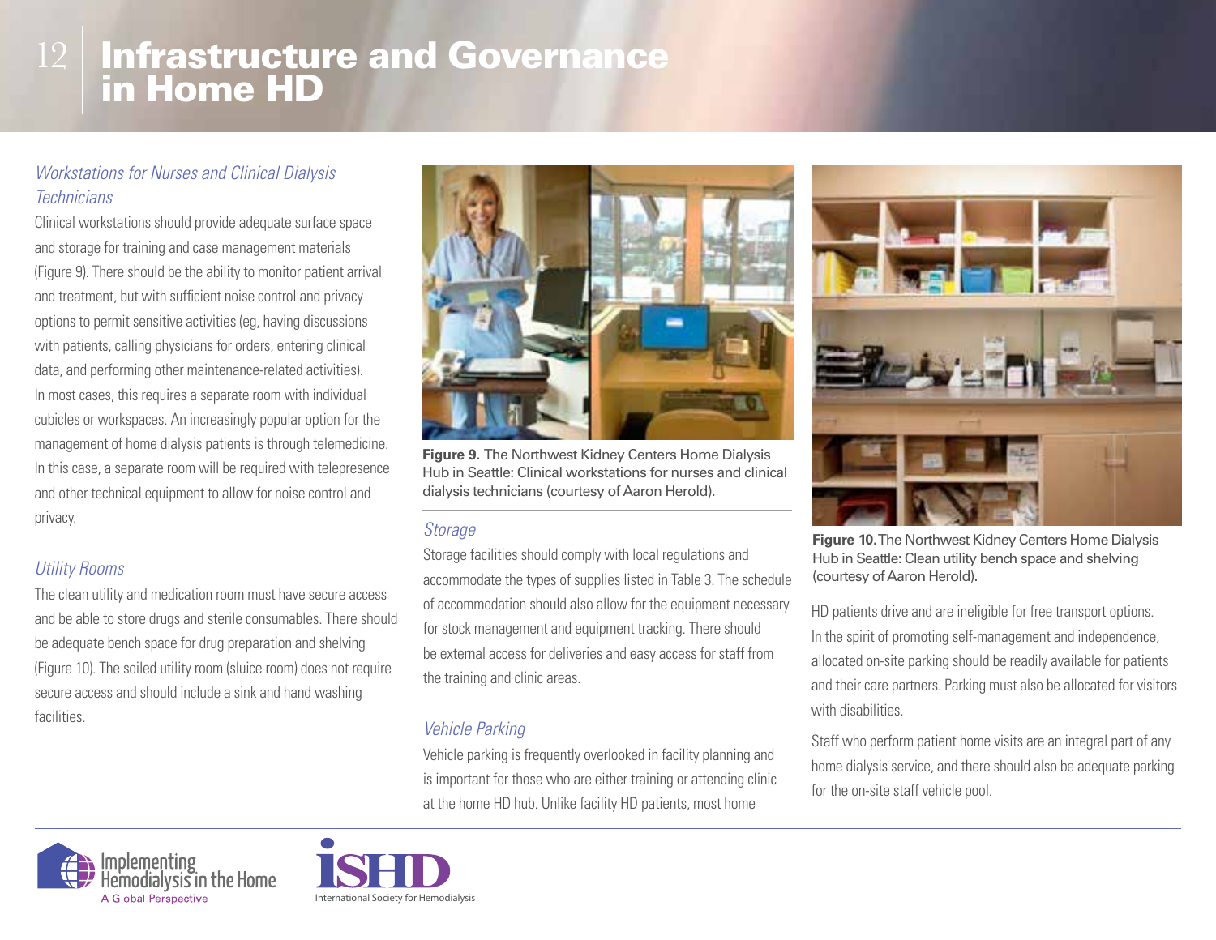# Infrastructure and Governance in Home HD

### *Workstations for Nurses and Clinical Dialysis Technicians*

Clinical workstations should provide adequate surface space and storage for training and case management materials (Figure 9). There should be the ability to monitor patient arrival and treatment, but with sufficient noise control and privacy options to permit sensitive activities (eg, having discussions with patients, calling physicians for orders, entering clinical data, and performing other maintenance-related activities). In most cases, this requires a separate room with individual cubicles or workspaces. An increasingly popular option for the management of home dialysis patients is through telemedicine. In this case, a separate room will be required with telepresence and other technical equipment to allow for noise control and privacy.

### *Utility Rooms*

The clean utility and medication room must have secure access and be able to store drugs and sterile consumables. There should be adequate bench space for drug preparation and shelving (Figure 10). The soiled utility room (sluice room) does not require secure access and should include a sink and hand washing facilities.

**Figure 9.** The Northwest Kidney Centers Home Dialysis Hub in Seattle: Clinical workstations for nurses and clinical dialysis technicians (courtesy of Aaron Herold).

### *Storage*

Storage facilities should comply with local regulations and accommodate the types of supplies listed in Table 3. The schedule of accommodation should also allow for the equipment necessary for stock management and equipment tracking. There should be external access for deliveries and easy access for staff from the training and clinic areas.

### *Vehicle Parking*

Vehicle parking is frequently overlooked in facility planning and is important for those who are either training or attending clinic at the home HD hub. Unlike facility HD patients, most home HD patients drive and are ineligible for free transport options. In the spirit of promoting self-management and independence, allocated on-site parking should be readily available for patients and their care partners. Parking must also be allocated for visitors with disabilities.

Staff who perform patient home visits are an integral part of any home dialysis service, and there should also be adequate parking for the on-site staff vehicle pool.

**Figure 10.** The Northwest Kidney Centers Home Dialysis Hub in Seattle: Clean utility bench space and shelving (courtesy of Aaron Herold).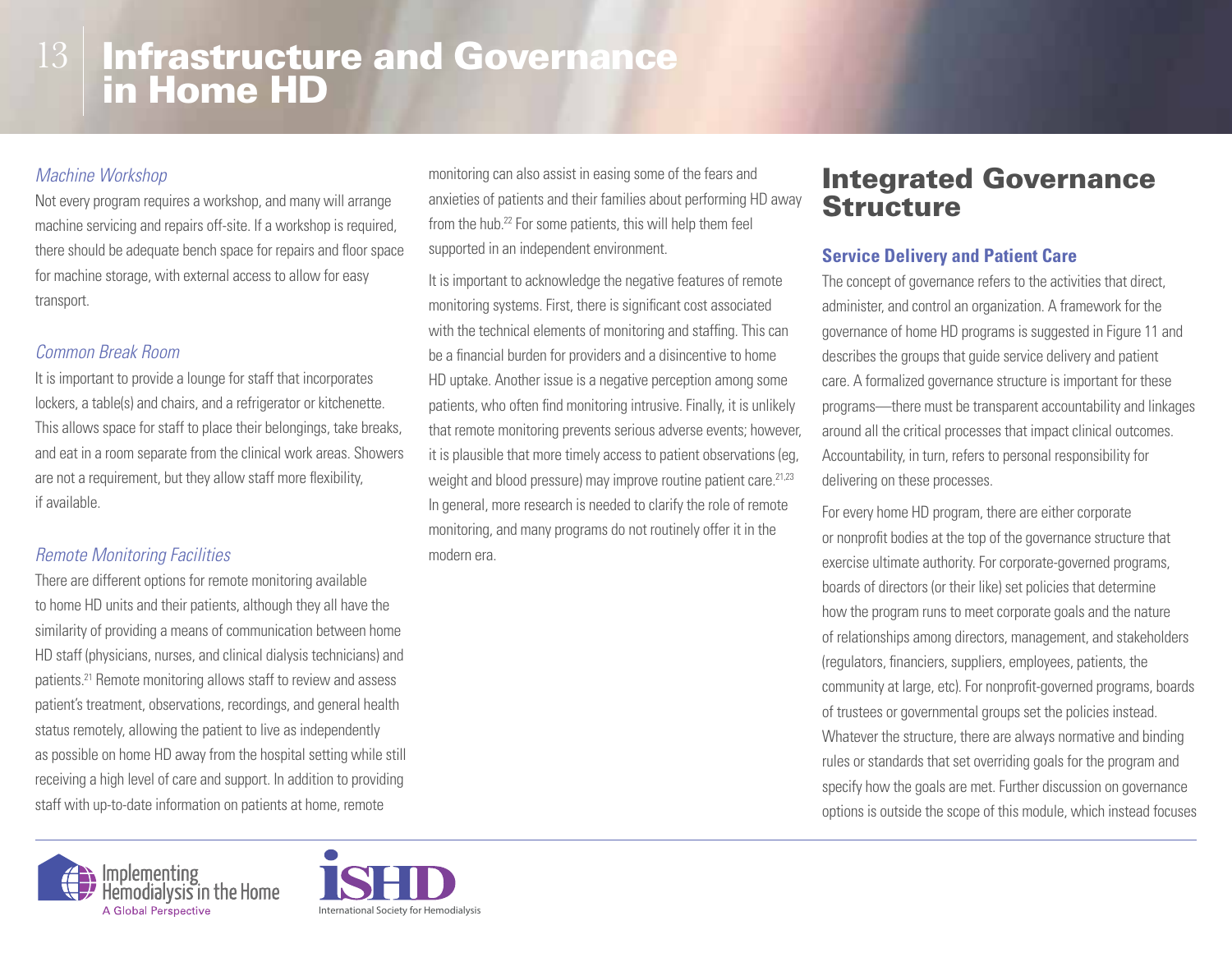### *Machine Workshop*

Not every program requires a workshop, and many will arrange machine servicing and repairs off-site. If a workshop is required, there should be adequate bench space for repairs and floor space for machine storage, with external access to allow for easy transport.

### *Common Break Room*

It is important to provide a lounge for staff that incorporates lockers, a table(s) and chairs, and a refrigerator or kitchenette. This allows space for staff to place their belongings, take breaks, and eat in a room separate from the clinical work areas. Showers are not a requirement, but they allow staff more flexibility, if available.

### *Remote Monitoring Facilities*

There are different options for remote monitoring available to home HD units and their patients, although they all have the similarity of providing a means of communication between home HD staff (physicians, nurses, and clinical dialysis technicians) and patients.[21] Remote monitoring allows staff to review and assess patient's treatment, observations, recordings, and general health status remotely, allowing the patient to live as independently as possible on home HD away from the hospital setting while still receiving a high level of care and support. In addition to providing staff with up-to-date information on patients at home, remote monitoring can also assist in easing some of the fears and anxieties of patients and their families about performing HD away from the hub.[22] For some patients, this will help them feel supported in an independent environment.

It is important to acknowledge the negative features of remote monitoring systems. First, there is significant cost associated with the technical elements of monitoring and staffing. This can be a financial burden for providers and a disincentive to home HD uptake. Another issue is a negative perception among some patients, who often find monitoring intrusive. Finally, it is unlikely that remote monitoring prevents serious adverse events; however, it is plausible that more timely access to patient observations (eg, weight and blood pressure) may improve routine patient care.[21,23] In general, more research is needed to clarify the role of remote monitoring, and many programs do not routinely offer it in the modern era.

## Integrated Governance Structure

### Service Delivery and Patient Care

The concept of governance refers to the activities that direct, administer, and control an organization. A framework for the governance of home HD programs is suggested in Figure 11 and describes the groups that guide service delivery and patient care. A formalized governance structure is important for these programs—there must be transparent accountability and linkages around all the critical processes that impact clinical outcomes. Accountability, in turn, refers to personal responsibility for delivering on these processes.

For every home HD program, there are either corporate or nonprofit bodies at the top of the governance structure that exercise ultimate authority. For corporate-governed programs, boards of directors (or their like) set policies that determine how the program runs to meet corporate goals and the nature of relationships among directors, management, and stakeholders (regulators, financiers, suppliers, employees, patients, the community at large, etc). For nonprofit-governed programs, boards of trustees or governmental groups set the policies instead. Whatever the structure, there are always normative and binding rules or standards that set overriding goals for the program and specify how the goals are met. Further discussion on governance options is outside the scope of this module, which instead focuses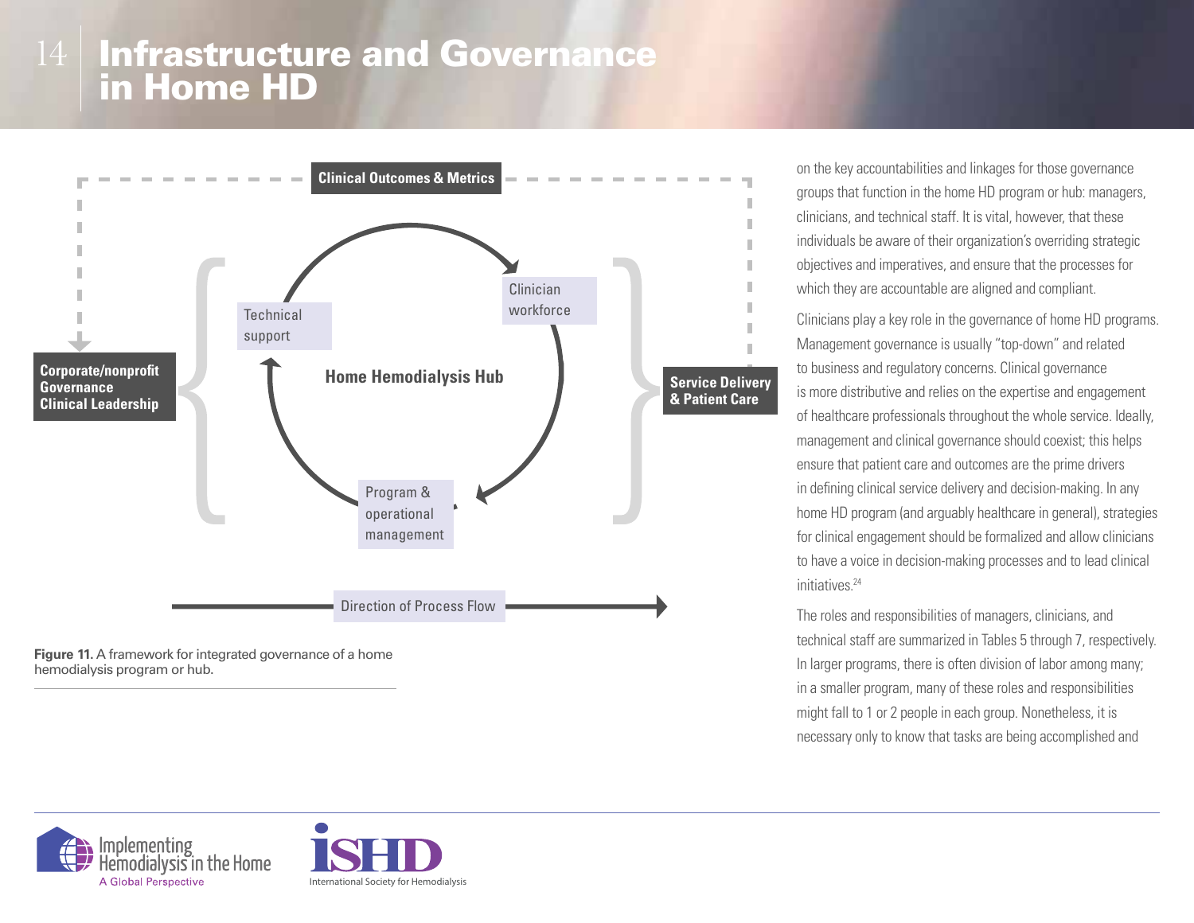# Infrastructure and Governance in Home HD

Figure 11. A framework for integrated governance of a home hemodialysis program or hub.

on the key accountabilities and linkages for those governance groups that function in the home HD program or hub: managers, clinicians, and technical staff. It is vital, however, that these individuals be aware of their organization's overriding strategic objectives and imperatives, and ensure that the processes for which they are accountable are aligned and compliant.

Clinicians play a key role in the governance of home HD programs. Management governance is usually "top-down" and related to business and regulatory concerns. Clinical governance is more distributive and relies on the expertise and engagement of healthcare professionals throughout the whole service. Ideally, management and clinical governance should coexist; this helps ensure that patient care and outcomes are the prime drivers in defining clinical service delivery and decision-making. In any home HD program (and arguably healthcare in general), strategies for clinical engagement should be formalized and allow clinicians to have a voice in decision-making processes and to lead clinical initiatives.[24]

The roles and responsibilities of managers, clinicians, and technical staff are summarized in Tables 5 through 7, respectively. In larger programs, there is often division of labor among many; in a smaller program, many of these roles and responsibilities might fall to 1 or 2 people in each group. Nonetheless, it is necessary only to know that tasks are being accomplished and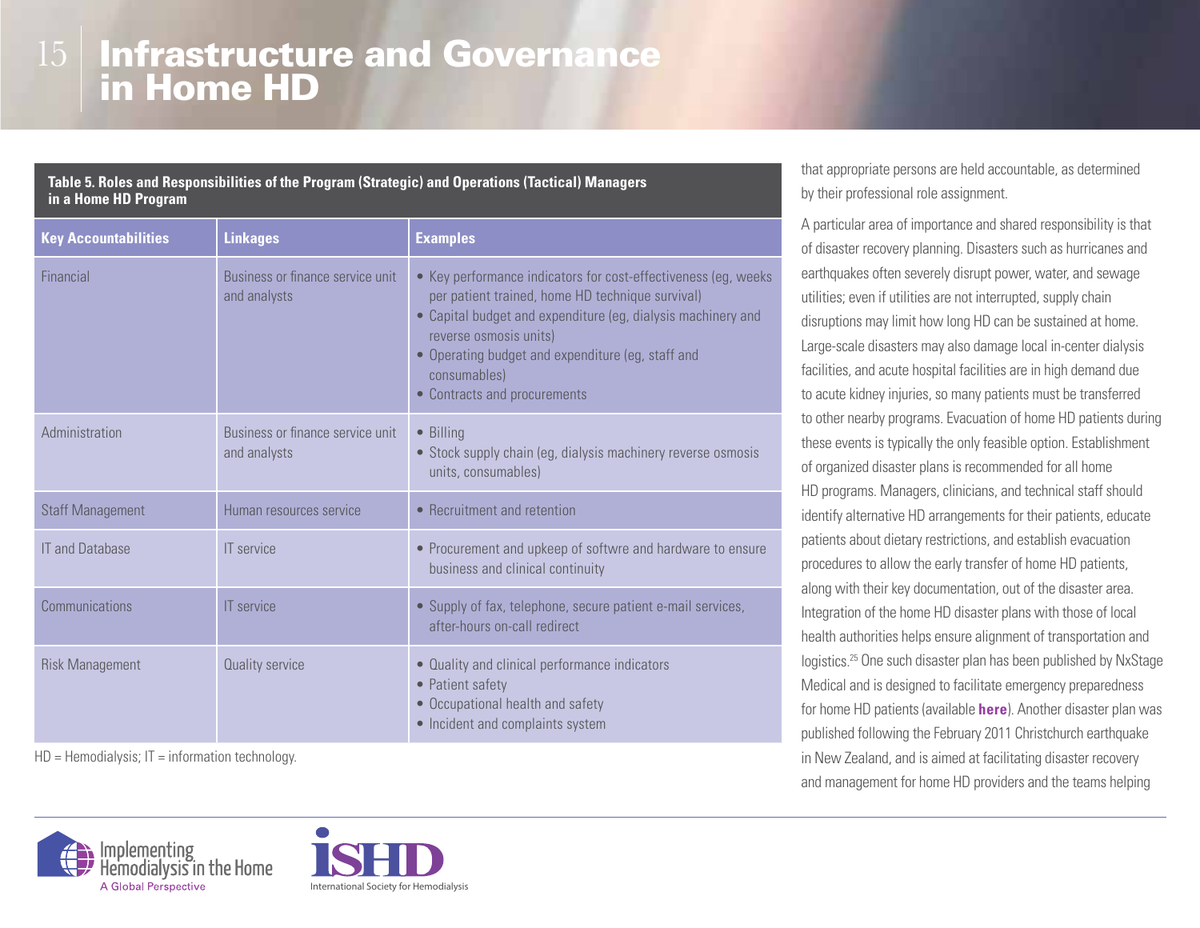# Infrastructure and Governance in Home HD

**Table 5. Roles and Responsibilities of the Program (Strategic) and Operations (Tactical) Managers in a Home HD Program**

| Key Accountabilities | Linkages | Examples |
|---|---|---|
| Financial | Business or finance service unit and analysts | • Key performance indicators for cost-effectiveness (eg, weeks per patient trained, home HD technique survival)<br>• Capital budget and expenditure (eg, dialysis machinery and reverse osmosis units)<br>• Operating budget and expenditure (eg, staff and consumables)<br>• Contracts and procurements |
| Administration | Business or finance service unit and analysts | • Billing<br>• Stock supply chain (eg, dialysis machinery reverse osmosis units, consumables) |
| Staff Management | Human resources service | • Recruitment and retention |
| IT and Database | IT service | • Procurement and upkeep of softwre and hardware to ensure business and clinical continuity |
| Communications | IT service | • Supply of fax, telephone, secure patient e-mail services, after-hours on-call redirect |
| Risk Management | Quality service | • Quality and clinical performance indicators<br>• Patient safety<br>• Occupational health and safety<br>• Incident and complaints system |

HD = Hemodialysis; IT = information technology.

that appropriate persons are held accountable, as determined by their professional role assignment.

A particular area of importance and shared responsibility is that of disaster recovery planning. Disasters such as hurricanes and earthquakes often severely disrupt power, water, and sewage utilities; even if utilities are not interrupted, supply chain disruptions may limit how long HD can be sustained at home. Large-scale disasters may also damage local in-center dialysis facilities, and acute hospital facilities are in high demand due to acute kidney injuries, so many patients must be transferred to other nearby programs. Evacuation of home HD patients during these events is typically the only feasible option. Establishment of organized disaster plans is recommended for all home HD programs. Managers, clinicians, and technical staff should identify alternative HD arrangements for their patients, educate patients about dietary restrictions, and establish evacuation procedures to allow the early transfer of home HD patients, along with their key documentation, out of the disaster area. Integration of the home HD disaster plans with those of local health authorities helps ensure alignment of transportation and logistics.[25] One such disaster plan has been published by NxStage Medical and is designed to facilitate emergency preparedness for home HD patients (available **here**). Another disaster plan was published following the February 2011 Christchurch earthquake in New Zealand, and is aimed at facilitating disaster recovery and management for home HD providers and the teams helping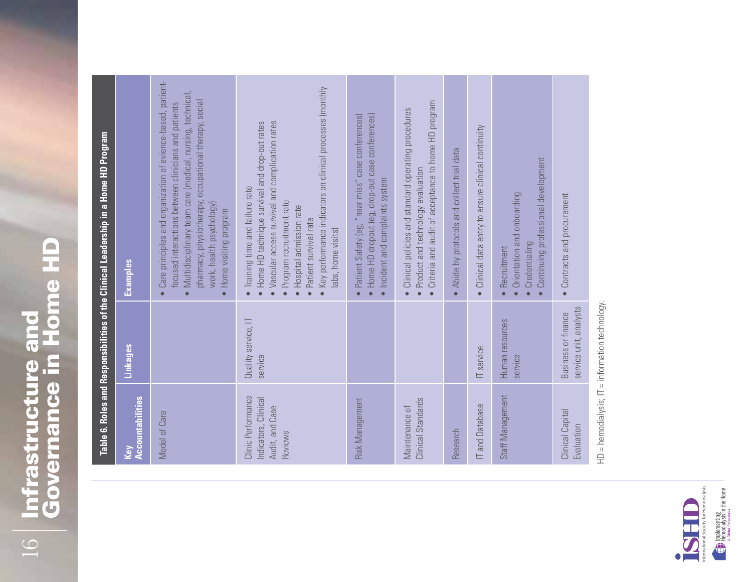**Table 6. Roles and Responsibilities of the Clinical Leadership in a Home HD Program**

| Key Accountabilities | Linkages | Examples |
|---|---|---|
| Model of Care | | • Care principles and organization of evidence-based, patient-focused interactions between clinicians and patients<br>• Multidisciplinary team care (medical, nursing, technical, pharmacy, physiotherapy, occupational therapy, social work, health psychology)<br>• Home visiting program |
| Clinic Performance Indicators, Clinical Audit, and Case Reviews | Quality service, IT service | • Training time and failure rate<br>• Home HD technique survival and drop-out rates<br>• Vascular access survival and complication rates<br>• Program recruitment rate<br>• Hospital admission rate<br>• Patient survival rate<br>• Key performance indicators on clinical processes (monthly labs, home visits) |
| Risk Management | | • Patient Safety (eg, "near miss" case conferences)<br>• Home HD dropout (eg, drop-out case conferences)<br>• Incident and complaints system |
| Maintenance of Clinical Standards | | • Clinical policies and standard operating procedures<br>• Product and technology evaluation<br>• Criteria and audit of acceptance to home HD program |
| Research | | • Abide by protocols and collect trial data |
| IT and Database | IT service | • Clinical data entry to ensure clinical continuity |
| Staff Management | Human resources service | • Recruitment<br>• Orientation and onboarding<br>• Credentialing<br>• Continuing professional development |
| Clinical Capital Evaluation | Business or finance service unit, analysts | • Contracts and procurement |

HD = hemodialysis; IT = information technology.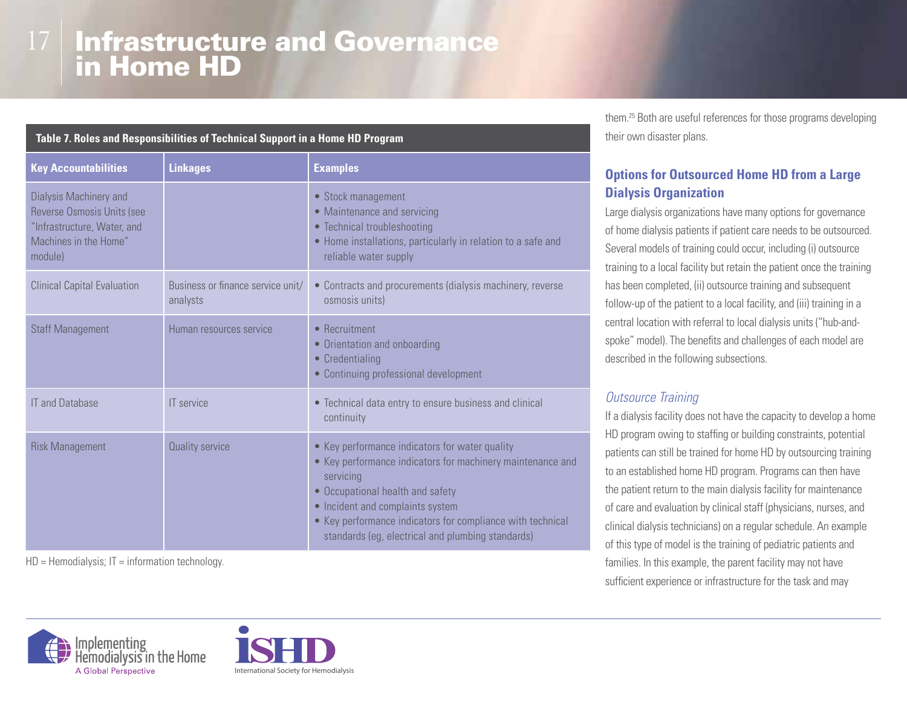# Infrastructure and Governance in Home HD

**Table 7. Roles and Responsibilities of Technical Support in a Home HD Program**

| Key Accountabilities | Linkages | Examples |
|---|---|---|
| Dialysis Machinery and Reverse Osmosis Units (see "Infrastructure, Water, and Machines in the Home" module) | | • Stock management<br>• Maintenance and servicing<br>• Technical troubleshooting<br>• Home installations, particularly in relation to a safe and reliable water supply |
| Clinical Capital Evaluation | Business or finance service unit/analysts | • Contracts and procurements (dialysis machinery, reverse osmosis units) |
| Staff Management | Human resources service | • Recruitment<br>• Orientation and onboarding<br>• Credentialing<br>• Continuing professional development |
| IT and Database | IT service | • Technical data entry to ensure business and clinical continuity |
| Risk Management | Quality service | • Key performance indicators for water quality<br>• Key performance indicators for machinery maintenance and servicing<br>• Occupational health and safety<br>• Incident and complaints system<br>• Key performance indicators for compliance with technical standards (eg, electrical and plumbing standards) |

HD = Hemodialysis; IT = information technology.

them.[25] Both are useful references for those programs developing their own disaster plans.

## Options for Outsourced Home HD from a Large Dialysis Organization

Large dialysis organizations have many options for governance of home dialysis patients if patient care needs to be outsourced. Several models of training could occur, including (i) outsource training to a local facility but retain the patient once the training has been completed, (ii) outsource training and subsequent follow-up of the patient to a local facility, and (iii) training in a central location with referral to local dialysis units ("hub-and-spoke" model). The benefits and challenges of each model are described in the following subsections.

### *Outsource Training*

If a dialysis facility does not have the capacity to develop a home HD program owing to staffing or building constraints, potential patients can still be trained for home HD by outsourcing training to an established home HD program. Programs can then have the patient return to the main dialysis facility for maintenance of care and evaluation by clinical staff (physicians, nurses, and clinical dialysis technicians) on a regular schedule. An example of this type of model is the training of pediatric patients and families. In this example, the parent facility may not have sufficient experience or infrastructure for the task and may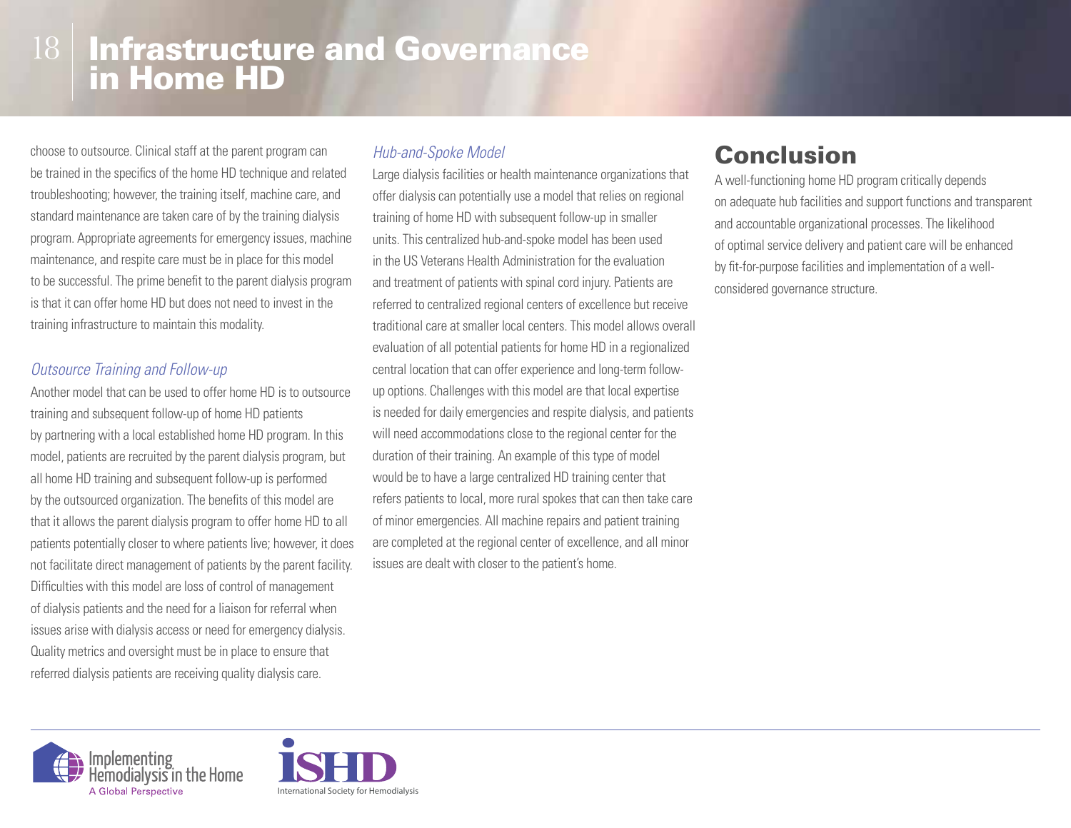choose to outsource. Clinical staff at the parent program can be trained in the specifics of the home HD technique and related troubleshooting; however, the training itself, machine care, and standard maintenance are taken care of by the training dialysis program. Appropriate agreements for emergency issues, machine maintenance, and respite care must be in place for this model to be successful. The prime benefit to the parent dialysis program is that it can offer home HD but does not need to invest in the training infrastructure to maintain this modality.

### *Outsource Training and Follow-up*

Another model that can be used to offer home HD is to outsource training and subsequent follow-up of home HD patients by partnering with a local established home HD program. In this model, patients are recruited by the parent dialysis program, but all home HD training and subsequent follow-up is performed by the outsourced organization. The benefits of this model are that it allows the parent dialysis program to offer home HD to all patients potentially closer to where patients live; however, it does not facilitate direct management of patients by the parent facility. Difficulties with this model are loss of control of management of dialysis patients and the need for a liaison for referral when issues arise with dialysis access or need for emergency dialysis. Quality metrics and oversight must be in place to ensure that referred dialysis patients are receiving quality dialysis care.

### *Hub-and-Spoke Model*

Large dialysis facilities or health maintenance organizations that offer dialysis can potentially use a model that relies on regional training of home HD with subsequent follow-up in smaller units. This centralized hub-and-spoke model has been used in the US Veterans Health Administration for the evaluation and treatment of patients with spinal cord injury. Patients are referred to centralized regional centers of excellence but receive traditional care at smaller local centers. This model allows overall evaluation of all potential patients for home HD in a regionalized central location that can offer experience and long-term follow-up options. Challenges with this model are that local expertise is needed for daily emergencies and respite dialysis, and patients will need accommodations close to the regional center for the duration of their training. An example of this type of model would be to have a large centralized HD training center that refers patients to local, more rural spokes that can then take care of minor emergencies. All machine repairs and patient training are completed at the regional center of excellence, and all minor issues are dealt with closer to the patient's home.

## Conclusion

A well-functioning home HD program critically depends on adequate hub facilities and support functions and transparent and accountable organizational processes. The likelihood of optimal service delivery and patient care will be enhanced by fit-for-purpose facilities and implementation of a well-considered governance structure.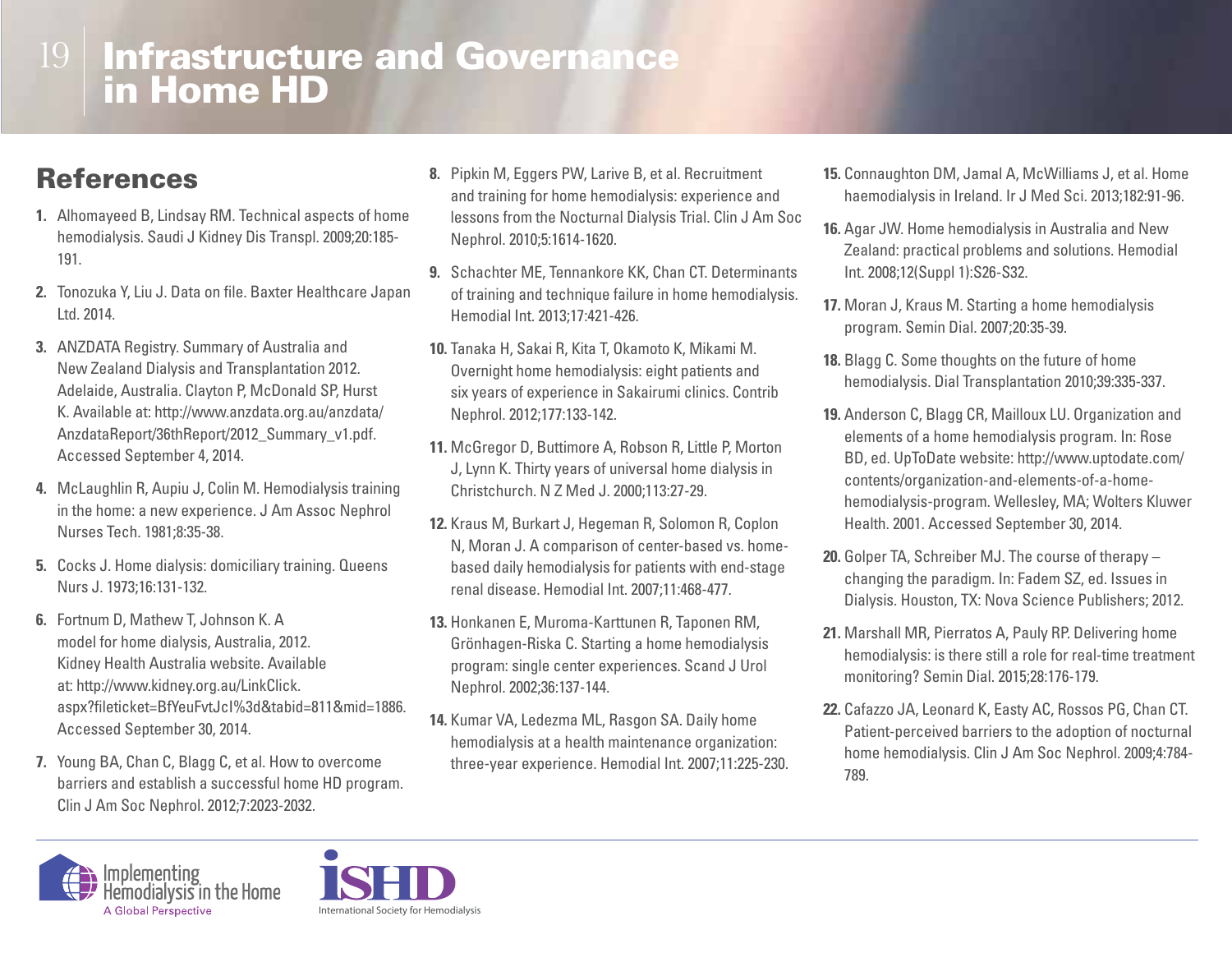# Infrastructure and Governance in Home HD

## References

1. Alhomayeed B, Lindsay RM. Technical aspects of home hemodialysis. Saudi J Kidney Dis Transpl. 2009;20:185-191.
2. Tonozuka Y, Liu J. Data on file. Baxter Healthcare Japan Ltd. 2014.
3. ANZDATA Registry. Summary of Australia and New Zealand Dialysis and Transplantation 2012. Adelaide, Australia. Clayton P, McDonald SP, Hurst K. Available at: http://www.anzdata.org.au/anzdata/AnzdataReport/36thReport/2012_Summary_v1.pdf. Accessed September 4, 2014.
4. McLaughlin R, Aupiu J, Colin M. Hemodialysis training in the home: a new experience. J Am Assoc Nephrol Nurses Tech. 1981;8:35-38.
5. Cocks J. Home dialysis: domiciliary training. Queens Nurs J. 1973;16:131-132.
6. Fortnum D, Mathew T, Johnson K. A model for home dialysis, Australia, 2012. Kidney Health Australia website. Available at: http://www.kidney.org.au/LinkClick.aspx?fileticket=BfYeuFvtJcI%3d&tabid=811&mid=1886. Accessed September 30, 2014.
7. Young BA, Chan C, Blagg C, et al. How to overcome barriers and establish a successful home HD program. Clin J Am Soc Nephrol. 2012;7:2023-2032.
8. Pipkin M, Eggers PW, Larive B, et al. Recruitment and training for home hemodialysis: experience and lessons from the Nocturnal Dialysis Trial. Clin J Am Soc Nephrol. 2010;5:1614-1620.
9. Schachter ME, Tennankore KK, Chan CT. Determinants of training and technique failure in home hemodialysis. Hemodial Int. 2013;17:421-426.
10. Tanaka H, Sakai R, Kita T, Okamoto K, Mikami M. Overnight home hemodialysis: eight patients and six years of experience in Sakairumi clinics. Contrib Nephrol. 2012;177:133-142.
11. McGregor D, Buttimore A, Robson R, Little P, Morton J, Lynn K. Thirty years of universal home dialysis in Christchurch. N Z Med J. 2000;113:27-29.
12. Kraus M, Burkart J, Hegeman R, Solomon R, Coplon N, Moran J. A comparison of center-based vs. home-based daily hemodialysis for patients with end-stage renal disease. Hemodial Int. 2007;11:468-477.
13. Honkanen E, Muroma-Karttunen R, Taponen RM, Grönhagen-Riska C. Starting a home hemodialysis program: single center experiences. Scand J Urol Nephrol. 2002;36:137-144.
14. Kumar VA, Ledezma ML, Rasgon SA. Daily home hemodialysis at a health maintenance organization: three-year experience. Hemodial Int. 2007;11:225-230.
15. Connaughton DM, Jamal A, McWilliams J, et al. Home haemodialysis in Ireland. Ir J Med Sci. 2013;182:91-96.
16. Agar JW. Home hemodialysis in Australia and New Zealand: practical problems and solutions. Hemodial Int. 2008;12(Suppl 1):S26-S32.
17. Moran J, Kraus M. Starting a home hemodialysis program. Semin Dial. 2007;20:35-39.
18. Blagg C. Some thoughts on the future of home hemodialysis. Dial Transplantation 2010;39:335-337.
19. Anderson C, Blagg CR, Mailloux LU. Organization and elements of a home hemodialysis program. In: Rose BD, ed. UpToDate website: http://www.uptodate.com/contents/organization-and-elements-of-a-home-hemodialysis-program. Wellesley, MA; Wolters Kluwer Health. 2001. Accessed September 30, 2014.
20. Golper TA, Schreiber MJ. The course of therapy – changing the paradigm. In: Fadem SZ, ed. Issues in Dialysis. Houston, TX: Nova Science Publishers; 2012.
21. Marshall MR, Pierratos A, Pauly RP. Delivering home hemodialysis: is there still a role for real-time treatment monitoring? Semin Dial. 2015;28:176-179.
22. Cafazzo JA, Leonard K, Easty AC, Rossos PG, Chan CT. Patient-perceived barriers to the adoption of nocturnal home hemodialysis. Clin J Am Soc Nephrol. 2009;4:784-789.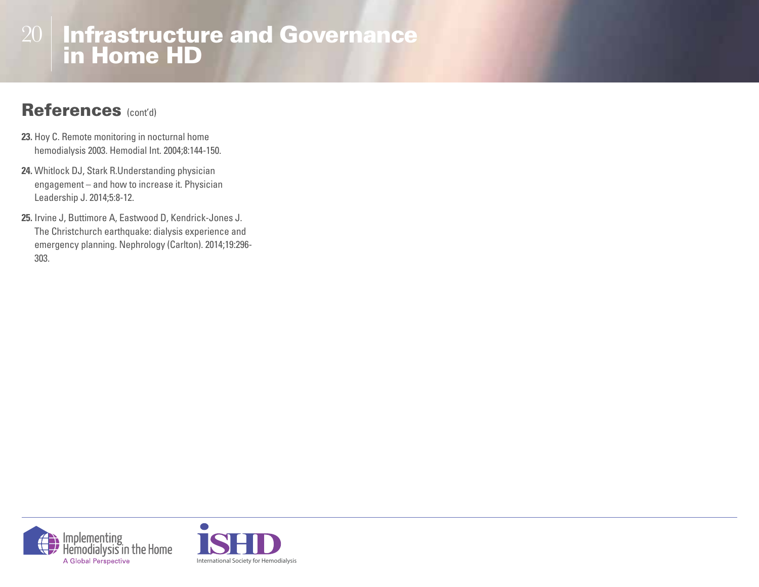## References (cont'd)

23. Hoy C. Remote monitoring in nocturnal home hemodialysis 2003. Hemodial Int. 2004;8:144-150.
24. Whitlock DJ, Stark R.Understanding physician engagement – and how to increase it. Physician Leadership J. 2014;5:8-12.
25. Irvine J, Buttimore A, Eastwood D, Kendrick-Jones J. The Christchurch earthquake: dialysis experience and emergency planning. Nephrology (Carlton). 2014;19:296-303.